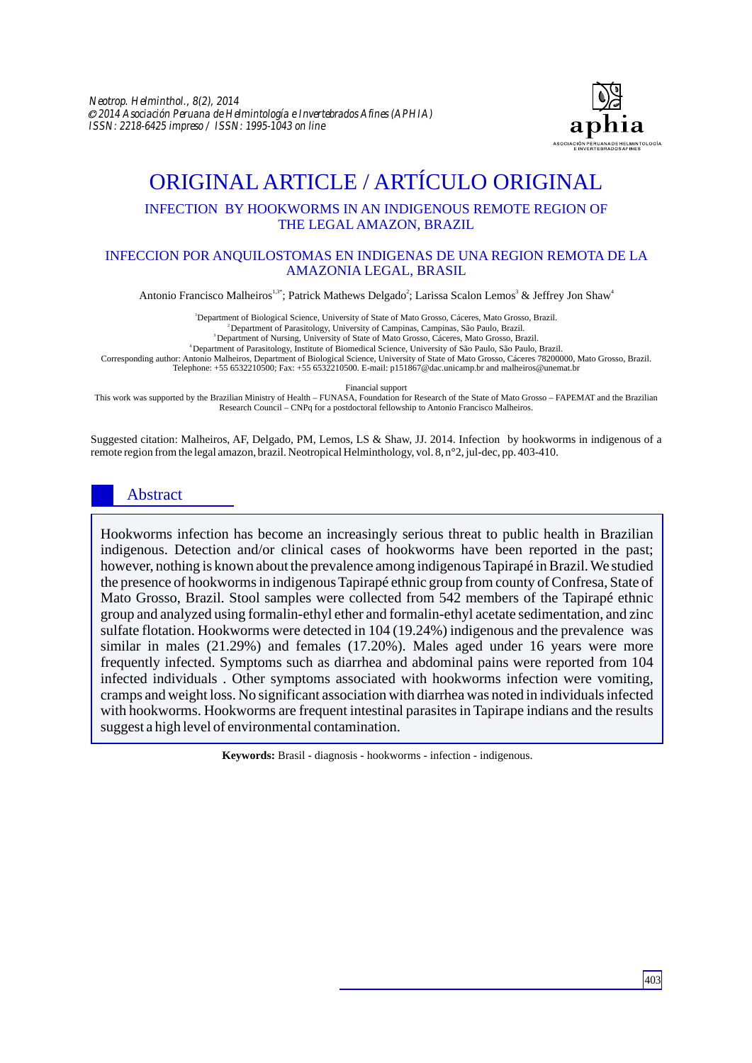# ORIGINAL ARTICLE / ARTÍCULO ORIGINAL

## INFECTION BY HOOKWORMS IN AN INDIGENOUS REMOTE REGION OF THE LEGAL AMAZON, BRAZIL

## INFECCION POR ANQUILOSTOMAS EN INDIGENAS DE UNA REGION REMOTA DE LA AMAZONIA LEGAL, BRASIL

Antonio Francisco Malheiros[1,3*]; Patrick Mathews Delgado[2]; Larissa Scalon Lemos[3] & Jeffrey Jon Shaw[4]

[1]Department of Biological Science, University of State of Mato Grosso, Cáceres, Mato Grosso, Brazil.
[2]Department of Parasitology, University of Campinas, Campinas, São Paulo, Brazil.
[3]Department of Nursing, University of State of Mato Grosso, Cáceres, Mato Grosso, Brazil.
[4]Department of Parasitology, Institute of Biomedical Science, University of São Paulo, São Paulo, Brazil.
Corresponding author: Antonio Malheiros, Department of Biological Science, University of State of Mato Grosso, Cáceres 78200000, Mato Grosso, Brazil.
Telephone: +55 6532210500; Fax: +55 6532210500. E-mail: p151867@dac.unicamp.br and malheiros@unemat.br

Financial support
This work was supported by the Brazilian Ministry of Health – FUNASA, Foundation for Research of the State of Mato Grosso – FAPEMAT and the Brazilian Research Council – CNPq for a postdoctoral fellowship to Antonio Francisco Malheiros.

Suggested citation: Malheiros, AF, Delgado, PM, Lemos, LS & Shaw, JJ. 2014. Infection by hookworms in indigenous of a remote region from the legal amazon, brazil. Neotropical Helminthology, vol. 8, n°2, jul-dec, pp. 403-410.

## Abstract

Hookworms infection has become an increasingly serious threat to public health in Brazilian indigenous. Detection and/or clinical cases of hookworms have been reported in the past; however, nothing is known about the prevalence among indigenous Tapirapé in Brazil. We studied the presence of hookworms in indigenous Tapirapé ethnic group from county of Confresa, State of Mato Grosso, Brazil. Stool samples were collected from 542 members of the Tapirapé ethnic group and analyzed using formalin-ethyl ether and formalin-ethyl acetate sedimentation, and zinc sulfate flotation. Hookworms were detected in 104 (19.24%) indigenous and the prevalence was similar in males (21.29%) and females (17.20%). Males aged under 16 years were more frequently infected. Symptoms such as diarrhea and abdominal pains were reported from 104 infected individuals . Other symptoms associated with hookworms infection were vomiting, cramps and weight loss. No significant association with diarrhea was noted in individuals infected with hookworms. Hookworms are frequent intestinal parasites in Tapirape indians and the results suggest a high level of environmental contamination.

**Keywords:** Brasil - diagnosis - hookworms - infection - indigenous.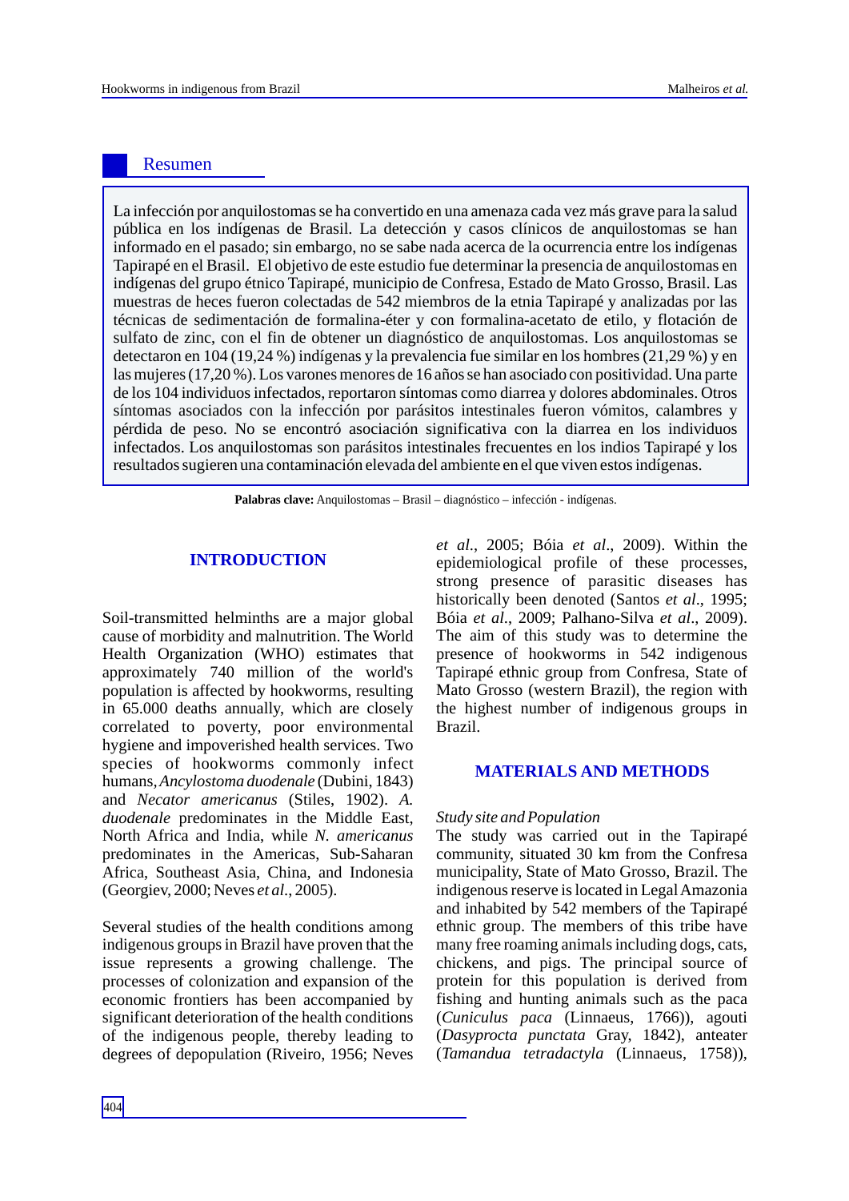## Resumen

La infección por anquilostomas se ha convertido en una amenaza cada vez más grave para la salud pública en los indígenas de Brasil. La detección y casos clínicos de anquilostomas se han informado en el pasado; sin embargo, no se sabe nada acerca de la ocurrencia entre los indígenas Tapirapé en el Brasil. El objetivo de este estudio fue determinar la presencia de anquilostomas en indígenas del grupo étnico Tapirapé, municipio de Confresa, Estado de Mato Grosso, Brasil. Las muestras de heces fueron colectadas de 542 miembros de la etnia Tapirapé y analizadas por las técnicas de sedimentación de formalina-éter y con formalina-acetato de etilo, y flotación de sulfato de zinc, con el fin de obtener un diagnóstico de anquilostomas. Los anquilostomas se detectaron en 104 (19,24 %) indígenas y la prevalencia fue similar en los hombres (21,29 %) y en las mujeres (17,20 %). Los varones menores de 16 años se han asociado con positividad. Una parte de los 104 individuos infectados, reportaron síntomas como diarrea y dolores abdominales. Otros síntomas asociados con la infección por parásitos intestinales fueron vómitos, calambres y pérdida de peso. No se encontró asociación significativa con la diarrea en los individuos infectados. Los anquilostomas son parásitos intestinales frecuentes en los indios Tapirapé y los resultados sugieren una contaminación elevada del ambiente en el que viven estos indígenas.

**Palabras clave:** Anquilostomas – Brasil – diagnóstico – infección - indígenas.

## INTRODUCTION

Soil-transmitted helminths are a major global cause of morbidity and malnutrition. The World Health Organization (WHO) estimates that approximately 740 million of the world's population is affected by hookworms, resulting in 65.000 deaths annually, which are closely correlated to poverty, poor environmental hygiene and impoverished health services. Two species of hookworms commonly infect humans, *Ancylostoma duodenale* (Dubini, 1843) and *Necator americanus* (Stiles, 1902). *A. duodenale* predominates in the Middle East, North Africa and India, while *N. americanus* predominates in the Americas, Sub-Saharan Africa, Southeast Asia, China, and Indonesia (Georgiev, 2000; Neves *et al*., 2005).

Several studies of the health conditions among indigenous groups in Brazil have proven that the issue represents a growing challenge. The processes of colonization and expansion of the economic frontiers has been accompanied by significant deterioration of the health conditions of the indigenous people, thereby leading to degrees of depopulation (Riveiro, 1956; Neves *et al*., 2005; Bóia *et al*., 2009). Within the epidemiological profile of these processes, strong presence of parasitic diseases has historically been denoted (Santos *et al*., 1995; Bóia *et al*., 2009; Palhano-Silva *et al*., 2009). The aim of this study was to determine the presence of hookworms in 542 indigenous Tapirapé ethnic group from Confresa, State of Mato Grosso (western Brazil), the region with the highest number of indigenous groups in Brazil.

## MATERIALS AND METHODS

*Study site and Population*

The study was carried out in the Tapirapé community, situated 30 km from the Confresa municipality, State of Mato Grosso, Brazil. The indigenous reserve is located in Legal Amazonia and inhabited by 542 members of the Tapirapé ethnic group. The members of this tribe have many free roaming animals including dogs, cats, chickens, and pigs. The principal source of protein for this population is derived from fishing and hunting animals such as the paca (*Cuniculus paca* (Linnaeus, 1766)), agouti (*Dasyprocta punctata* Gray, 1842), anteater (*Tamandua tetradactyla* (Linnaeus, 1758)),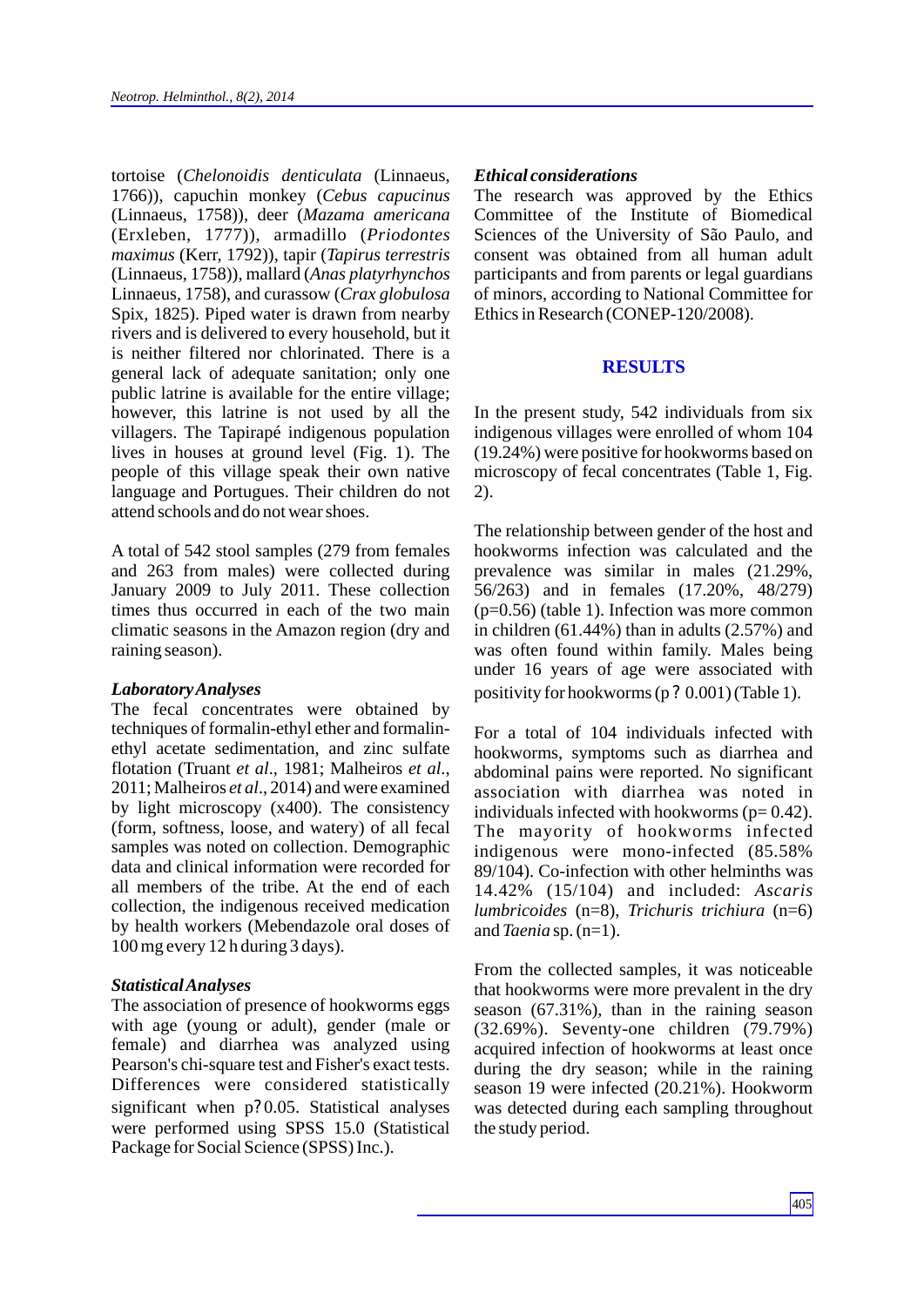tortoise (*Chelonoidis denticulata* (Linnaeus, 1766)), capuchin monkey (*Cebus capucinus* (Linnaeus, 1758)), deer (*Mazama americana* (Erxleben, 1777)), armadillo (*Priodontes maximus* (Kerr, 1792)), tapir (*Tapirus terrestris* (Linnaeus, 1758)), mallard (*Anas platyrhynchos* Linnaeus, 1758), and curassow (*Crax globulosa* Spix, 1825). Piped water is drawn from nearby rivers and is delivered to every household, but it is neither filtered nor chlorinated. There is a general lack of adequate sanitation; only one public latrine is available for the entire village; however, this latrine is not used by all the villagers. The Tapirapé indigenous population lives in houses at ground level (Fig. 1). The people of this village speak their own native language and Portugues. Their children do not attend schools and do not wear shoes.

A total of 542 stool samples (279 from females and 263 from males) were collected during January 2009 to July 2011. These collection times thus occurred in each of the two main climatic seasons in the Amazon region (dry and raining season).

### *Laboratory Analyses*

The fecal concentrates were obtained by techniques of formalin-ethyl ether and formalin-ethyl acetate sedimentation, and zinc sulfate flotation (Truant *et al*., 1981; Malheiros *et al*., 2011; Malheiros *et al*., 2014) and were examined by light microscopy (x400). The consistency (form, softness, loose, and watery) of all fecal samples was noted on collection. Demographic data and clinical information were recorded for all members of the tribe. At the end of each collection, the indigenous received medication by health workers (Mebendazole oral doses of 100 mg every 12 h during 3 days).

### *Statistical Analyses*

The association of presence of hookworms eggs with age (young or adult), gender (male or female) and diarrhea was analyzed using Pearson's chi-square test and Fisher's exact tests. Differences were considered statistically significant when p?0.05. Statistical analyses were performed using SPSS 15.0 (Statistical Package for Social Science (SPSS) Inc.).

### *Ethical considerations*

The research was approved by the Ethics Committee of the Institute of Biomedical Sciences of the University of São Paulo, and consent was obtained from all human adult participants and from parents or legal guardians of minors, according to National Committee for Ethics in Research (CONEP-120/2008).

## RESULTS

In the present study, 542 individuals from six indigenous villages were enrolled of whom 104 (19.24%) were positive for hookworms based on microscopy of fecal concentrates (Table 1, Fig. 2).

The relationship between gender of the host and hookworms infection was calculated and the prevalence was similar in males (21.29%, 56/263) and in females (17.20%, 48/279) (p=0.56) (table 1). Infection was more common in children (61.44%) than in adults (2.57%) and was often found within family. Males being under 16 years of age were associated with positivity for hookworms (p ? 0.001) (Table 1).

For a total of 104 individuals infected with hookworms, symptoms such as diarrhea and abdominal pains were reported. No significant association with diarrhea was noted in individuals infected with hookworms (p= 0.42). The mayority of hookworms infected indigenous were mono-infected (85.58% 89/104). Co-infection with other helminths was 14.42% (15/104) and included: *Ascaris lumbricoides* (n=8), *Trichuris trichiura* (n=6) and *Taenia* sp. (n=1).

From the collected samples, it was noticeable that hookworms were more prevalent in the dry season (67.31%), than in the raining season (32.69%). Seventy-one children (79.79%) acquired infection of hookworms at least once during the dry season; while in the raining season 19 were infected (20.21%). Hookworm was detected during each sampling throughout the study period.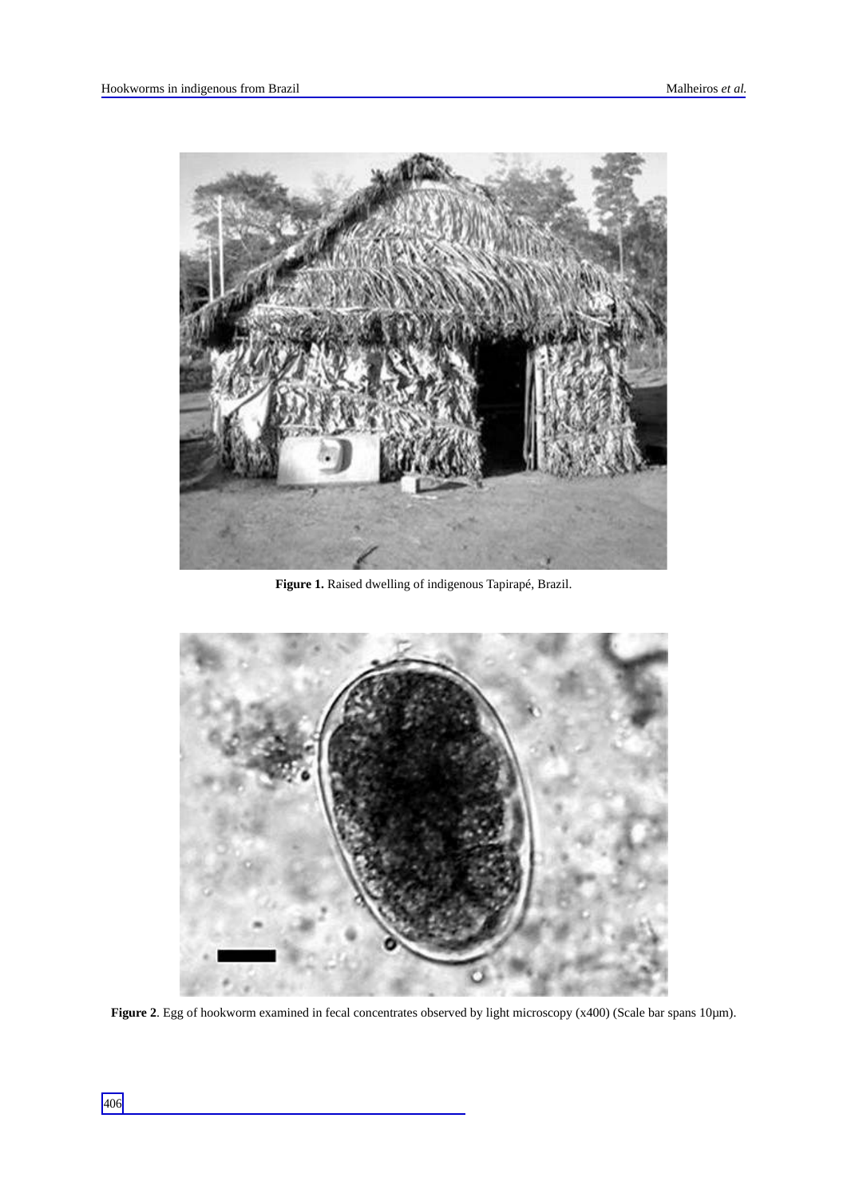**Figure 1.** Raised dwelling of indigenous Tapirapé, Brazil.

**Figure 2**. Egg of hookworm examined in fecal concentrates observed by light microscopy (x400) (Scale bar spans 10µm).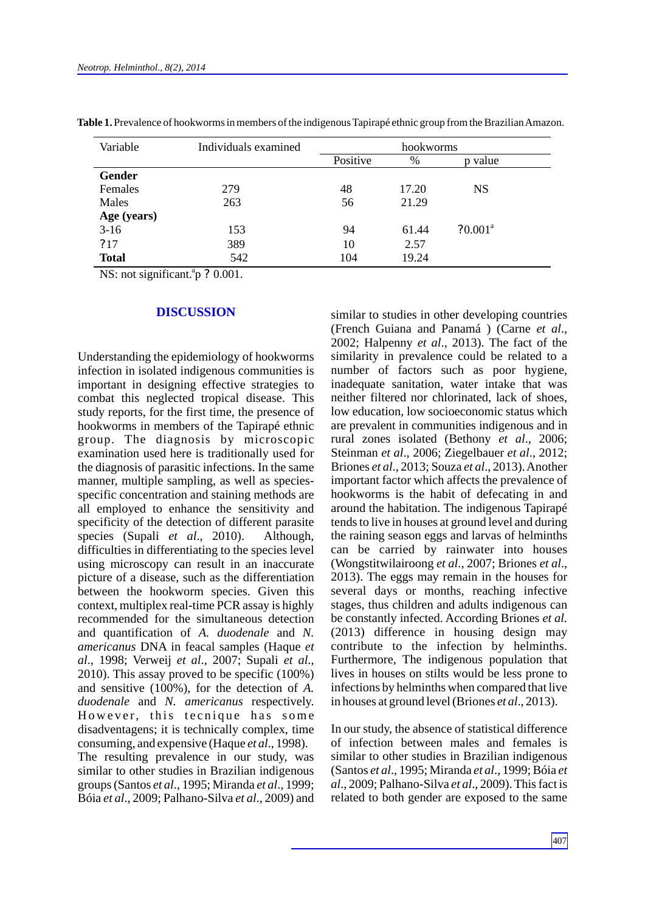**Table 1.** Prevalence of hookworms in members of the indigenous Tapirapé ethnic group from the Brazilian Amazon.

| Variable | Individuals examined | hookworms | | |
|---|---|---|---|---|
| | | Positive | % | p value |
| **Gender** | | | | |
| Females | 279 | 48 | 17.20 | NS |
| Males | 263 | 56 | 21.29 | |
| **Age (years)** | | | | |
| 3-16 | 153 | 94 | 61.44 | ?0.001[a] |
| ?17 | 389 | 10 | 2.57 | |
| **Total** | 542 | 104 | 19.24 | |

NS: not significant.[a]p ? 0.001.

## DISCUSSION

Understanding the epidemiology of hookworms infection in isolated indigenous communities is important in designing effective strategies to combat this neglected tropical disease. This study reports, for the first time, the presence of hookworms in members of the Tapirapé ethnic group. The diagnosis by microscopic examination used here is traditionally used for the diagnosis of parasitic infections. In the same manner, multiple sampling, as well as species-specific concentration and staining methods are all employed to enhance the sensitivity and specificity of the detection of different parasite species (Supali *et al*., 2010). Although, difficulties in differentiating to the species level using microscopy can result in an inaccurate picture of a disease, such as the differentiation between the hookworm species. Given this context, multiplex real-time PCR assay is highly recommended for the simultaneous detection and quantification of *A. duodenale* and *N. americanus* DNA in feacal samples (Haque *et al*., 1998; Verweij *et al*., 2007; Supali *et al*., 2010). This assay proved to be specific (100%) and sensitive (100%), for the detection of *A. duodenale* and *N. americanus* respectively. However, this tecnique has some disadventagens; it is technically complex, time consuming, and expensive (Haque *et al*., 1998).

The resulting prevalence in our study, was similar to other studies in Brazilian indigenous groups (Santos *et al*., 1995; Miranda *et al*., 1999; Bóia *et al*., 2009; Palhano-Silva *et al*., 2009) and similar to studies in other developing countries (French Guiana and Panamá ) (Carne *et al*., 2002; Halpenny *et al*., 2013). The fact of the similarity in prevalence could be related to a number of factors such as poor hygiene, inadequate sanitation, water intake that was neither filtered nor chlorinated, lack of shoes, low education, low socioeconomic status which are prevalent in communities indigenous and in rural zones isolated (Bethony *et al*., 2006; Steinman *et al*., 2006; Ziegelbauer *et al*., 2012; Briones *et al*., 2013; Souza *et al*., 2013). Another important factor which affects the prevalence of hookworms is the habit of defecating in and around the habitation. The indigenous Tapirapé tends to live in houses at ground level and during the raining season eggs and larvas of helminths can be carried by rainwater into houses (Wongstitwilairoong *et al*., 2007; Briones *et al*., 2013). The eggs may remain in the houses for several days or months, reaching infective stages, thus children and adults indigenous can be constantly infected. According Briones *et al.* (2013) difference in housing design may contribute to the infection by helminths. Furthermore, The indigenous population that lives in houses on stilts would be less prone to infections by helminths when compared that live in houses at ground level (Briones *et al*., 2013).

In our study, the absence of statistical difference of infection between males and females is similar to other studies in Brazilian indigenous (Santos *et al*., 1995; Miranda *et al*., 1999; Bóia *et al*., 2009; Palhano-Silva *et al*., 2009). This fact is related to both gender are exposed to the same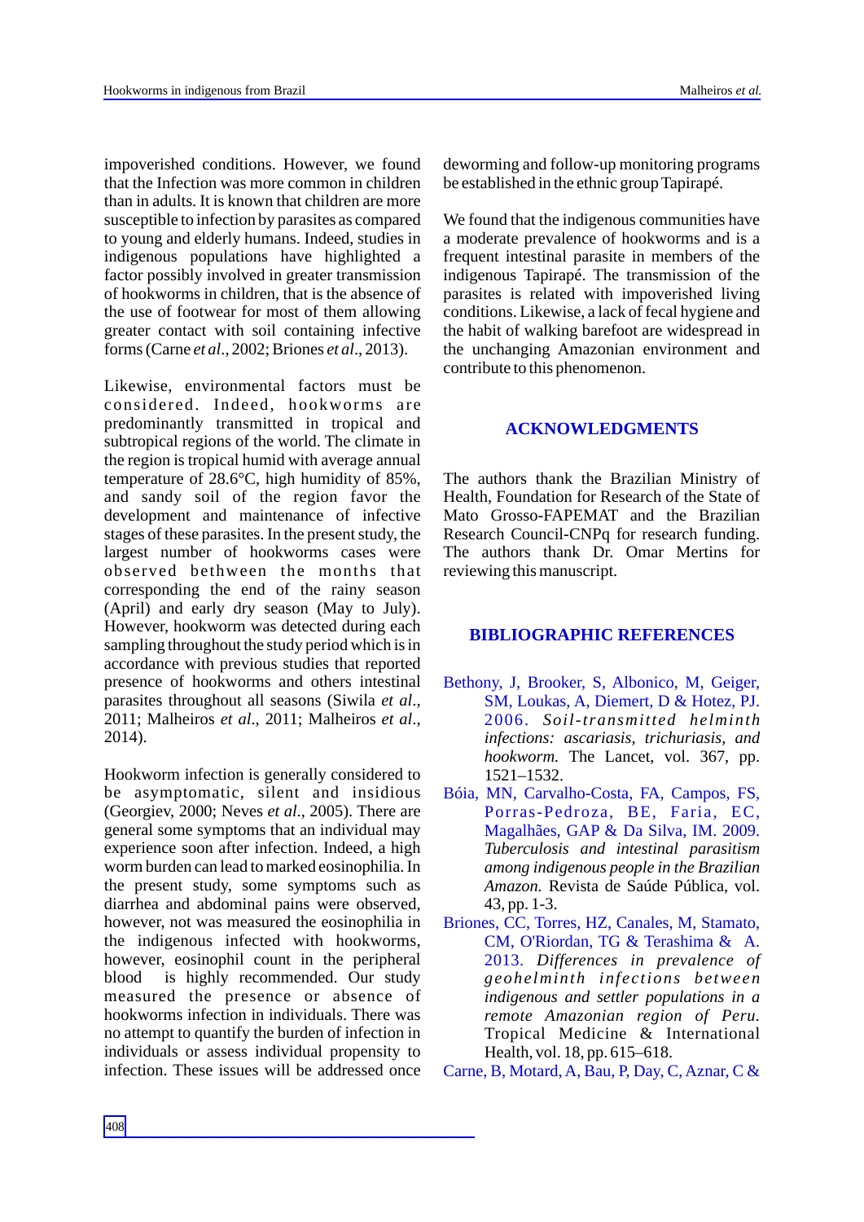impoverished conditions. However, we found that the Infection was more common in children than in adults. It is known that children are more susceptible to infection by parasites as compared to young and elderly humans. Indeed, studies in indigenous populations have highlighted a factor possibly involved in greater transmission of hookworms in children, that is the absence of the use of footwear for most of them allowing greater contact with soil containing infective forms (Carne *et al*., 2002; Briones *et al*., 2013).

Likewise, environmental factors must be considered. Indeed, hookworms are predominantly transmitted in tropical and subtropical regions of the world. The climate in the region is tropical humid with average annual temperature of 28.6°C, high humidity of 85%, and sandy soil of the region favor the development and maintenance of infective stages of these parasites. In the present study, the largest number of hookworms cases were observed bethween the months that corresponding the end of the rainy season (April) and early dry season (May to July). However, hookworm was detected during each sampling throughout the study period which is in accordance with previous studies that reported presence of hookworms and others intestinal parasites throughout all seasons (Siwila *et al*., 2011; Malheiros *et al*., 2011; Malheiros *et al*., 2014).

Hookworm infection is generally considered to be asymptomatic, silent and insidious (Georgiev, 2000; Neves *et al*., 2005). There are general some symptoms that an individual may experience soon after infection. Indeed, a high worm burden can lead to marked eosinophilia. In the present study, some symptoms such as diarrhea and abdominal pains were observed, however, not was measured the eosinophilia in the indigenous infected with hookworms, however, eosinophil count in the peripheral blood is highly recommended. Our study measured the presence or absence of hookworms infection in individuals. There was no attempt to quantify the burden of infection in individuals or assess individual propensity to infection. These issues will be addressed once deworming and follow-up monitoring programs be established in the ethnic group Tapirapé.

We found that the indigenous communities have a moderate prevalence of hookworms and is a frequent intestinal parasite in members of the indigenous Tapirapé. The transmission of the parasites is related with impoverished living conditions. Likewise, a lack of fecal hygiene and the habit of walking barefoot are widespread in the unchanging Amazonian environment and contribute to this phenomenon.

## ACKNOWLEDGMENTS

The authors thank the Brazilian Ministry of Health, Foundation for Research of the State of Mato Grosso-FAPEMAT and the Brazilian Research Council-CNPq for research funding. The authors thank Dr. Omar Mertins for reviewing this manuscript.

## BIBLIOGRAPHIC REFERENCES

Bethony, J, Brooker, S, Albonico, M, Geiger, SM, Loukas, A, Diemert, D & Hotez, PJ. 2006. *Soil-transmitted helminth infections: ascariasis, trichuriasis, and hookworm.* The Lancet, vol. 367, pp. 1521–1532.

Bóia, MN, Carvalho-Costa, FA, Campos, FS, Porras-Pedroza, BE, Faria, EC, Magalhães, GAP & Da Silva, IM. 2009. *Tuberculosis and intestinal parasitism among indigenous people in the Brazilian Amazon.* Revista de Saúde Pública, vol. 43, pp. 1-3.

Briones, CC, Torres, HZ, Canales, M, Stamato, CM, O'Riordan, TG & Terashima & A. 2013. *Differences in prevalence of geohelminth infections between indigenous and settler populations in a remote Amazonian region of Peru.* Tropical Medicine & International Health, vol. 18, pp. 615–618.

Carne, B, Motard, A, Bau, P, Day, C, Aznar, C &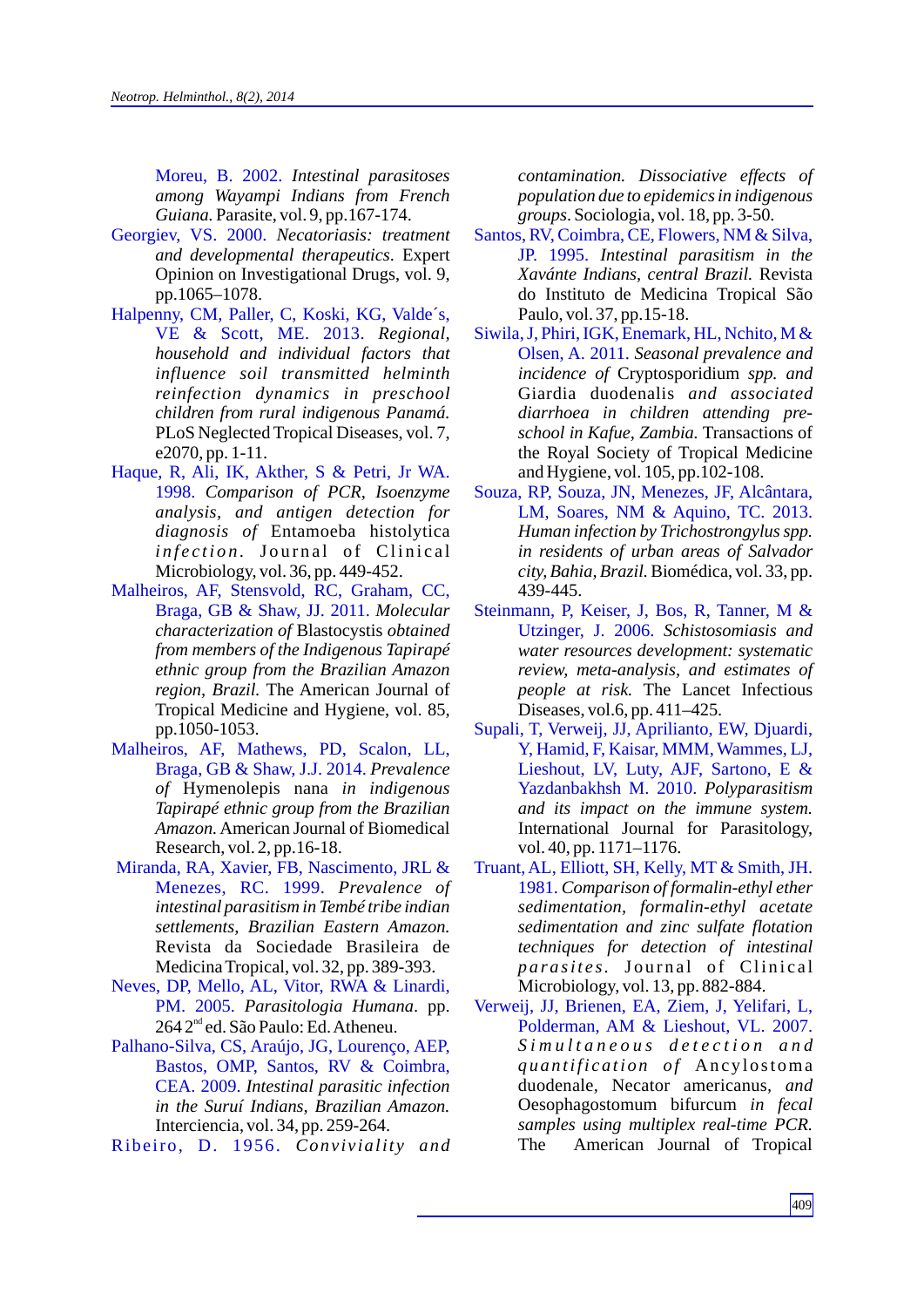Moreu, B. 2002. *Intestinal parasitoses among Wayampi Indians from French Guiana.* Parasite, vol. 9, pp.167-174.

Georgiev, VS. 2000. *Necatoriasis: treatment and developmental therapeutics*. Expert Opinion on Investigational Drugs, vol. 9, pp.1065–1078.

Halpenny, CM, Paller, C, Koski, KG, Valde´s, VE & Scott, ME. 2013. *Regional, household and individual factors that influence soil transmitted helminth reinfection dynamics in preschool children from rural indigenous Panamá.* PLoS Neglected Tropical Diseases, vol. 7, e2070, pp. 1-11.

Haque, R, Ali, IK, Akther, S & Petri, Jr WA. 1998. *Comparison of PCR, Isoenzyme analysis, and antigen detection for diagnosis of* Entamoeba histolytica *infection*. Journal of Clinical Microbiology, vol. 36, pp. 449-452.

Malheiros, AF, Stensvold, RC, Graham, CC, Braga, GB & Shaw, JJ. 2011. *Molecular characterization of* Blastocystis *obtained from members of the Indigenous Tapirapé ethnic group from the Brazilian Amazon region, Brazil.* The American Journal of Tropical Medicine and Hygiene, vol. 85, pp.1050-1053.

Malheiros, AF, Mathews, PD, Scalon, LL, Braga, GB & Shaw, J.J. 2014. *Prevalence of* Hymenolepis nana *in indigenous Tapirapé ethnic group from the Brazilian Amazon.* American Journal of Biomedical Research, vol. 2, pp.16-18.

Miranda, RA, Xavier, FB, Nascimento, JRL & Menezes, RC. 1999. *Prevalence of intestinal parasitism in Tembé tribe indian settlements, Brazilian Eastern Amazon.* Revista da Sociedade Brasileira de Medicina Tropical, vol. 32, pp. 389-393.

Neves, DP, Mello, AL, Vitor, RWA & Linardi, PM. 2005. *Parasitologia Humana*. pp. 264 2[nd] ed. São Paulo: Ed. Atheneu.

Palhano-Silva, CS, Araújo, JG, Lourenço, AEP, Bastos, OMP, Santos, RV & Coimbra, CEA. 2009. *Intestinal parasitic infection in the Suruí Indians, Brazilian Amazon.* Interciencia, vol. 34, pp. 259-264.

Ribeiro, D. 1956. *Conviviality and contamination. Dissociative effects of population due to epidemics in indigenous groups*. Sociologia, vol. 18, pp. 3-50.

Santos, RV, Coimbra, CE, Flowers, NM & Silva, JP. 1995. *Intestinal parasitism in the Xavánte Indians, central Brazil.* Revista do Instituto de Medicina Tropical São Paulo, vol. 37, pp.15-18.

Siwila, J, Phiri, IGK, Enemark, HL, Nchito, M & Olsen, A. 2011. *Seasonal prevalence and incidence of* Cryptosporidium *spp. and* Giardia duodenalis *and associated diarrhoea in children attending pre-school in Kafue, Zambia.* Transactions of the Royal Society of Tropical Medicine and Hygiene, vol. 105, pp.102-108.

Souza, RP, Souza, JN, Menezes, JF, Alcântara, LM, Soares, NM & Aquino, TC. 2013. *Human infection by Trichostrongylus spp. in residents of urban areas of Salvador city, Bahia, Brazil.* Biomédica, vol. 33, pp. 439-445.

Steinmann, P, Keiser, J, Bos, R, Tanner, M & Utzinger, J. 2006. *Schistosomiasis and water resources development: systematic review, meta-analysis, and estimates of people at risk.* The Lancet Infectious Diseases, vol.6, pp. 411–425.

Supali, T, Verweij, JJ, Aprilianto, EW, Djuardi, Y, Hamid, F, Kaisar, MMM, Wammes, LJ, Lieshout, LV, Luty, AJF, Sartono, E & Yazdanbakhsh M. 2010. *Polyparasitism and its impact on the immune system.* International Journal for Parasitology, vol. 40, pp. 1171–1176.

Truant, AL, Elliott, SH, Kelly, MT & Smith, JH. 1981. *Comparison of formalin-ethyl ether sedimentation, formalin-ethyl acetate sedimentation and zinc sulfate flotation techniques for detection of intestinal parasites*. Journal of Clinical Microbiology, vol. 13, pp. 882-884.

Verweij, JJ, Brienen, EA, Ziem, J, Yelifari, L, Polderman, AM & Lieshout, VL. 2007. *Simultaneous detection and quantification of* Ancylostoma duodenale, Necator americanus, *and* Oesophagostomum bifurcum *in fecal samples using multiplex real-time PCR.* The American Journal of Tropical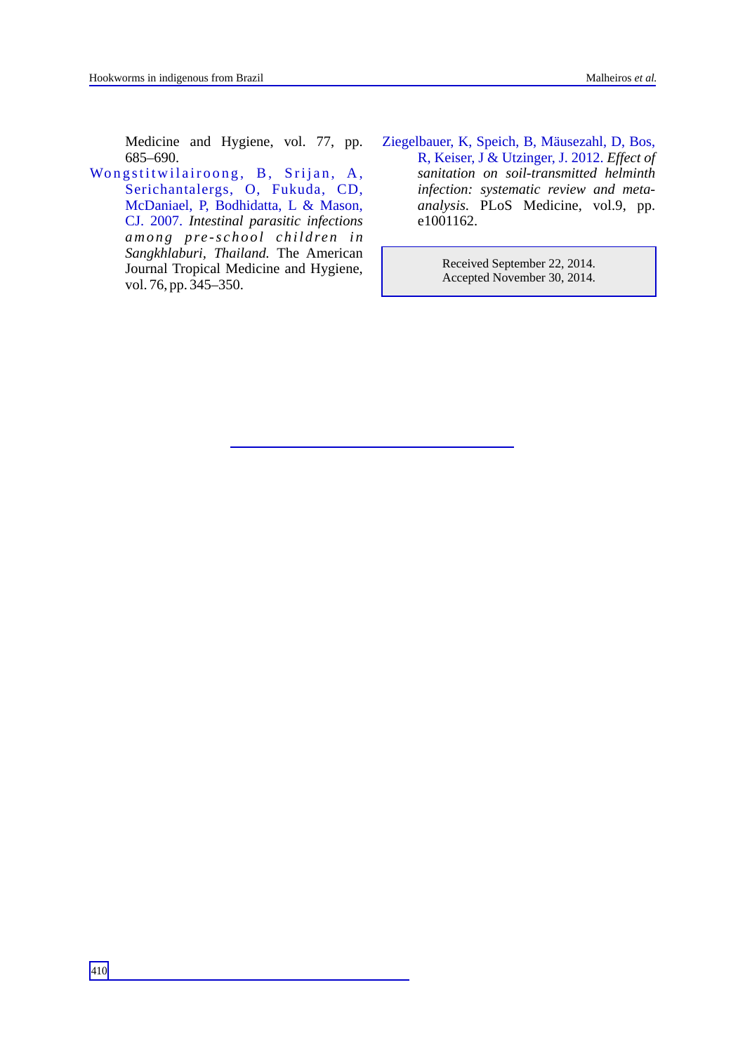Medicine and Hygiene, vol. 77, pp. 685–690.

Wongstitwilairoong, B, Srijan, A, Serichantalergs, O, Fukuda, CD, McDaniael, P, Bodhidatta, L & Mason, CJ. 2007. *Intestinal parasitic infections among pre-school children in Sangkhlaburi, Thailand.* The American Journal Tropical Medicine and Hygiene, vol. 76, pp. 345–350.

Ziegelbauer, K, Speich, B, Mäusezahl, D, Bos, R, Keiser, J & Utzinger, J. 2012. *Effect of sanitation on soil-transmitted helminth infection: systematic review and meta-analysis.* PLoS Medicine, vol.9, pp. e1001162.

Received September 22, 2014.
Accepted November 30, 2014.